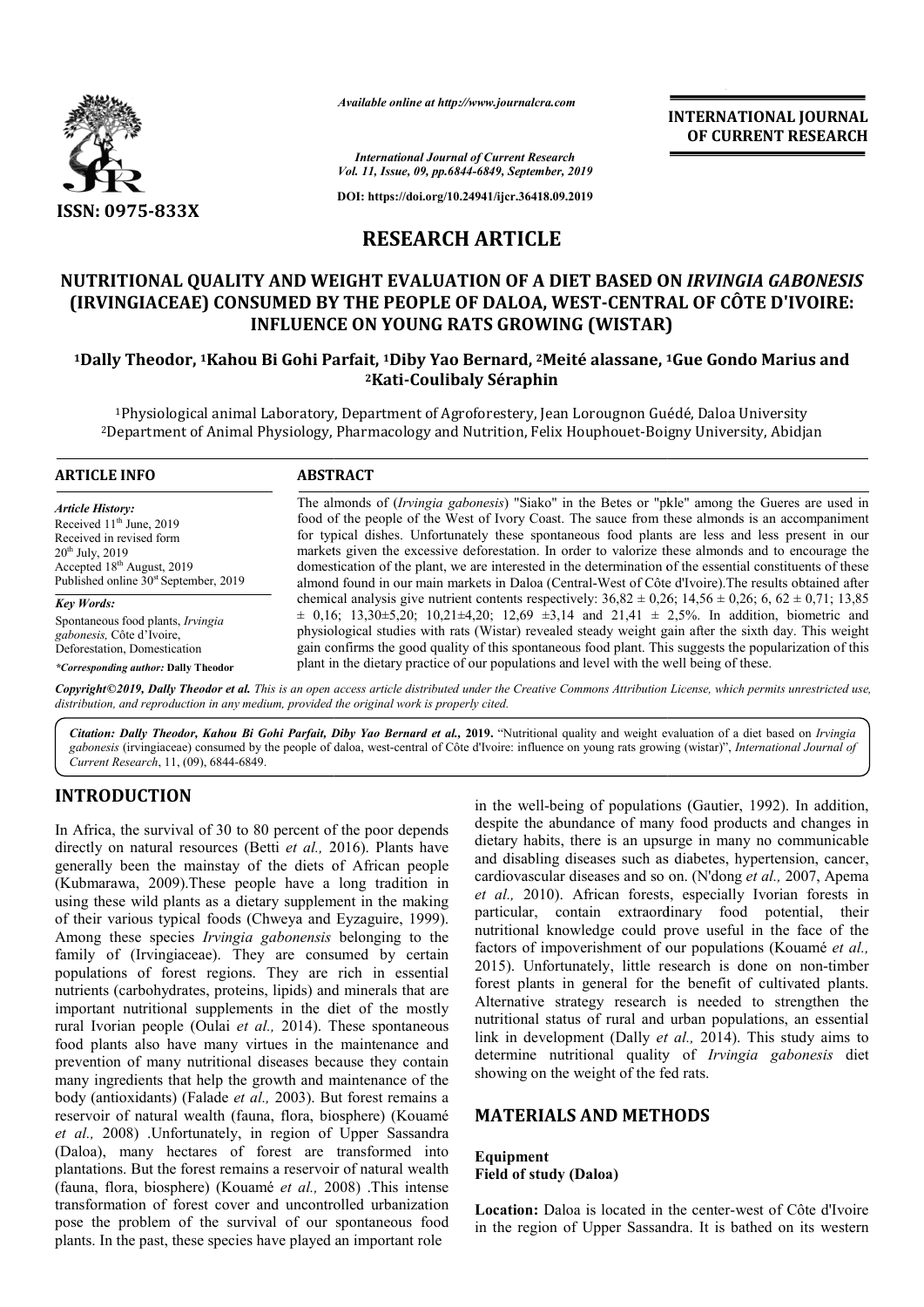*Available online at http://www.journalcra.com*

*International Journal of Current Research*
*Vol. 11, Issue, 09, pp.6844-6849, September, 2019*

**DOI: https://doi.org/10.24941/ijcr.36418.09.2019**

**INTERNATIONAL JOURNAL OF CURRENT RESEARCH**

ISSN: 0975-833X

# RESEARCH ARTICLE

# NUTRITIONAL QUALITY AND WEIGHT EVALUATION OF A DIET BASED ON *IRVINGIA GABONESIS* (IRVINGIACEAE) CONSUMED BY THE PEOPLE OF DALOA, WEST-CENTRAL OF CÔTE D'IVOIRE: INFLUENCE ON YOUNG RATS GROWING (WISTAR)

**[1]Dally Theodor, [1]Kahou Bi Gohi Parfait, [1]Diby Yao Bernard, [2]Meité alassane, [1]Gue Gondo Marius and [2]Kati-Coulibaly Séraphin**

[1]Physiological animal Laboratory, Department of Agroforestery, Jean Lorougnon Guédé, Daloa University
[2]Department of Animal Physiology, Pharmacology and Nutrition, Felix Houphouet-Boigny University, Abidjan

**ARTICLE INFO**

*Article History:*
Received 11th June, 2019
Received in revised form
20th July, 2019
Accepted 18th August, 2019
Published online 30st September, 2019

*Key Words:*
Spontaneous food plants, *Irvingia gabonesis,* Côte d'Ivoire, Deforestation, Domestication

***Corresponding author:* Dally Theodor**

**ABSTRACT**

The almonds of (*Irvingia gabonesis*) "Siako" in the Betes or "pkle" among the Gueres are used in food of the people of the West of Ivory Coast. The sauce from these almonds is an accompaniment for typical dishes. Unfortunately these spontaneous food plants are less and less present in our markets given the excessive deforestation. In order to valorize these almonds and to encourage the domestication of the plant, we are interested in the determination of the essential constituents of these almond found in our main markets in Daloa (Central-West of Côte d'Ivoire).The results obtained after chemical analysis give nutrient contents respectively: 36,82 ± 0,26; 14,56 ± 0,26; 6, 62 ± 0,71; 13,85 ± 0,16; 13,30±5,20; 10,21±4,20; 12,69 ±3,14 and 21,41 ± 2,5%. In addition, biometric and physiological studies with rats (Wistar) revealed steady weight gain after the sixth day. This weight gain confirms the good quality of this spontaneous food plant. This suggests the popularization of this plant in the dietary practice of our populations and level with the well being of these.

**Copyright©2019, Dally Theodor et al.** *This is an open access article distributed under the Creative Commons Attribution License, which permits unrestricted use, distribution, and reproduction in any medium, provided the original work is properly cited.*

***Citation: Dally Theodor, Kahou Bi Gohi Parfait, Diby Yao Bernard et al., 2019.*** "Nutritional quality and weight evaluation of a diet based on *Irvingia gabonesis* (irvingiaceae) consumed by the people of daloa, west-central of Côte d'Ivoire: influence on young rats growing (wistar)", *International Journal of Current Research*, 11, (09), 6844-6849.

## INTRODUCTION

In Africa, the survival of 30 to 80 percent of the poor depends directly on natural resources (Betti *et al.,* 2016). Plants have generally been the mainstay of the diets of African people (Kubmarawa, 2009).These people have a long tradition in using these wild plants as a dietary supplement in the making of their various typical foods (Chweya and Eyzaguire, 1999). Among these species *Irvingia gabonensis* belonging to the family of (Irvingiaceae). They are consumed by certain populations of forest regions. They are rich in essential nutrients (carbohydrates, proteins, lipids) and minerals that are important nutritional supplements in the diet of the mostly rural Ivorian people (Oulai *et al.,* 2014). These spontaneous food plants also have many virtues in the maintenance and prevention of many nutritional diseases because they contain many ingredients that help the growth and maintenance of the body (antioxidants) (Falade *et al.,* 2003). But forest remains a reservoir of natural wealth (fauna, flora, biosphere) (Kouamé *et al.,* 2008) .Unfortunately, in region of Upper Sassandra (Daloa), many hectares of forest are transformed into plantations. But the forest remains a reservoir of natural wealth (fauna, flora, biosphere) (Kouamé *et al.,* 2008) .This intense transformation of forest cover and uncontrolled urbanization pose the problem of the survival of our spontaneous food plants. In the past, these species have played an important role in the well-being of populations (Gautier, 1992). In addition, despite the abundance of many food products and changes in dietary habits, there is an upsurge in many no communicable and disabling diseases such as diabetes, hypertension, cancer, cardiovascular diseases and so on. (N'dong *et al.,* 2007, Apema *et al.,* 2010). African forests, especially Ivorian forests in particular, contain extraordinary food potential, their nutritional knowledge could prove useful in the face of the factors of impoverishment of our populations (Kouamé *et al.,* 2015). Unfortunately, little research is done on non-timber forest plants in general for the benefit of cultivated plants. Alternative strategy research is needed to strengthen the nutritional status of rural and urban populations, an essential link in development (Dally *et al.,* 2014). This study aims to determine nutritional quality of *Irvingia gabonesis* diet showing on the weight of the fed rats.

## MATERIALS AND METHODS

### Equipment

### Field of study (Daloa)

**Location:** Daloa is located in the center-west of Côte d'Ivoire in the region of Upper Sassandra. It is bathed on its western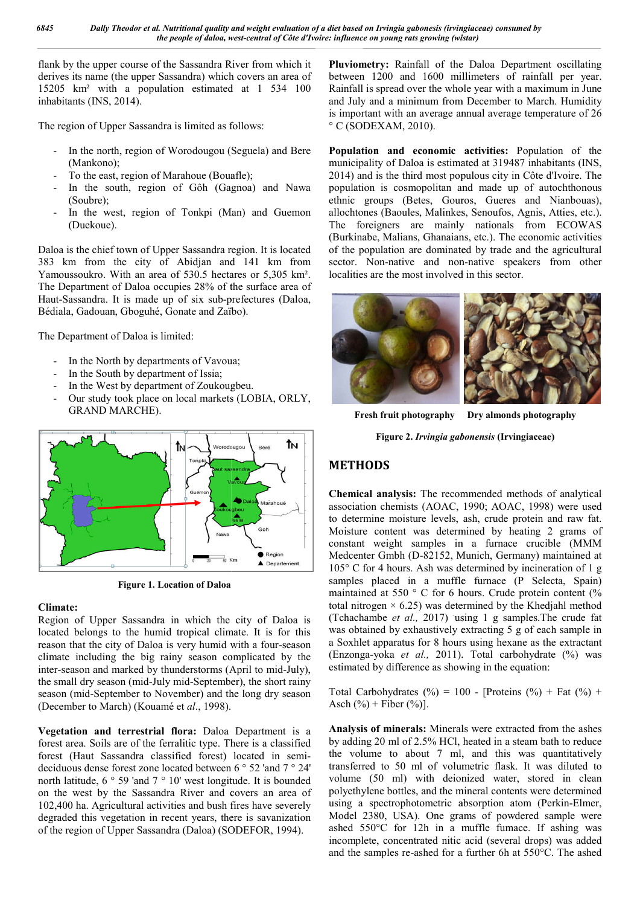flank by the upper course of the Sassandra River from which it derives its name (the upper Sassandra) which covers an area of 15205 km² with a population estimated at 1 534 100 inhabitants (INS, 2014).

The region of Upper Sassandra is limited as follows:

- In the north, region of Worodougou (Seguela) and Bere (Mankono);
- To the east, region of Marahoue (Bouafle);
- In the south, region of Gôh (Gagnoa) and Nawa (Soubre);
- In the west, region of Tonkpi (Man) and Guemon (Duekoue).

Daloa is the chief town of Upper Sassandra region. It is located 383 km from the city of Abidjan and 141 km from Yamoussoukro. With an area of 530.5 hectares or 5,305 km². The Department of Daloa occupies 28% of the surface area of Haut-Sassandra. It is made up of six sub-prefectures (Daloa, Bédiala, Gadouan, Gboguhé, Gonate and Zaïbo).

The Department of Daloa is limited:

- In the North by departments of Vavoua;
- In the South by department of Issia;
- In the West by department of Zoukougbeu.
- Our study took place on local markets (LOBIA, ORLY, GRAND MARCHE).

**Figure 1. Location of Daloa**

**Climate:**
Region of Upper Sassandra in which the city of Daloa is located belongs to the humid tropical climate. It is for this reason that the city of Daloa is very humid with a four-season climate including the big rainy season complicated by the inter-season and marked by thunderstorms (April to mid-July), the small dry season (mid-July mid-September), the short rainy season (mid-September to November) and the long dry season (December to March) (Kouamé et *al*., 1998).

**Vegetation and terrestrial flora:** Daloa Department is a forest area. Soils are of the ferralitic type. There is a classified forest (Haut Sassandra classified forest) located in semi-deciduous dense forest zone located between 6 ° 52 'and 7 ° 24' north latitude, 6 ° 59 'and 7 ° 10' west longitude. It is bounded on the west by the Sassandra River and covers an area of 102,400 ha. Agricultural activities and bush fires have severely degraded this vegetation in recent years, there is savanization of the region of Upper Sassandra (Daloa) (SODEFOR, 1994).

**Pluviometry:** Rainfall of the Daloa Department oscillating between 1200 and 1600 millimeters of rainfall per year. Rainfall is spread over the whole year with a maximum in June and July and a minimum from December to March. Humidity is important with an average annual average temperature of 26 ° C (SODEXAM, 2010).

**Population and economic activities:** Population of the municipality of Daloa is estimated at 319487 inhabitants (INS, 2014) and is the third most populous city in Côte d'Ivoire. The population is cosmopolitan and made up of autochthonous ethnic groups (Betes, Gouros, Gueres and Nianbouas), allochtones (Baoules, Malinkes, Senoufos, Agnis, Atties, etc.). The foreigners are mainly nationals from ECOWAS (Burkinabe, Malians, Ghanaians, etc.). The economic activities of the population are dominated by trade and the agricultural sector. Non-native and non-native speakers from other localities are the most involved in this sector.

**Fresh fruit photography** **Dry almonds photography**

**Figure 2. *Irvingia gabonensis* (Irvingiaceae)**

## METHODS

**Chemical analysis:** The recommended methods of analytical association chemists (AOAC, 1990; AOAC, 1998) were used to determine moisture levels, ash, crude protein and raw fat. Moisture content was determined by heating 2 grams of constant weight samples in a furnace crucible (MMM Medcenter Gmbh (D-82152, Munich, Germany) maintained at 105° C for 4 hours. Ash was determined by incineration of 1 g samples placed in a muffle furnace (P Selecta, Spain) maintained at 550 ° C for 6 hours. Crude protein content (% total nitrogen × 6.25) was determined by the Khedjahl method (Tchachambe *et al.,* 2017) using 1 g samples.The crude fat was obtained by exhaustively extracting 5 g of each sample in a Soxhlet apparatus for 8 hours using hexane as the extractant (Enzonga-yoka *et al.,* 2011). Total carbohydrate (%) was estimated by difference as showing in the equation:

Total Carbohydrates (%) = 100 - [Proteins (%) + Fat (%) + Asch (%) + Fiber (%)].

**Analysis of minerals:** Minerals were extracted from the ashes by adding 20 ml of 2.5% HCl, heated in a steam bath to reduce the volume to about 7 ml, and this was quantitatively transferred to 50 ml of volumetric flask. It was diluted to volume (50 ml) with deionized water, stored in clean polyethylene bottles, and the mineral contents were determined using a spectrophotometric absorption atom (Perkin-Elmer, Model 2380, USA). One grams of powdered sample were ashed 550°C for 12h in a muffle fumace. If ashing was incomplete, concentrated nitic acid (several drops) was added and the samples re-ashed for a further 6h at 550°C. The ashed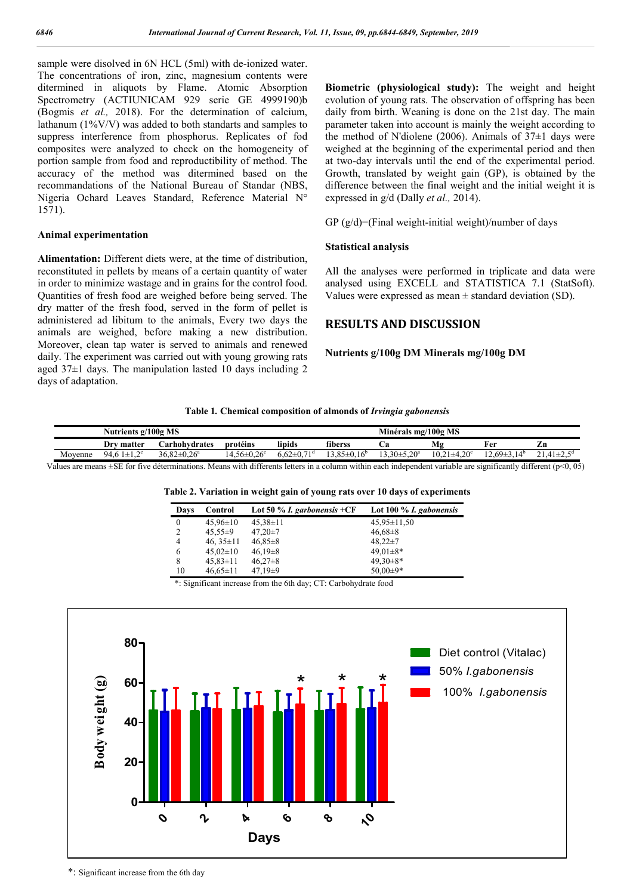sample were disolved in 6N HCL (5ml) with de-ionized water. The concentrations of iron, zinc, magnesium contents were determined in aliquots by Flame. Atomic Absorption Spectrometry (ACTIUNICAM 929 serie GE 4999190)b (Bogmis *et al.,* 2018). For the determination of calcium, lathanum (1%V/V) was added to both standarts and samples to suppress interference from phosphorus. Replicates of fod composites were analyzed to check on the homogeneity of portion sample from food and reproductibility of method. The accuracy of the method was diternined based on the recommandations of the National Bureau of Standar (NBS, Nigeria Ochard Leaves Standard, Reference Material N° 1571).

### Animal experimentation

**Alimentation:** Different diets were, at the time of distribution, reconstituted in pellets by means of a certain quantity of water in order to minimize wastage and in grains for the control food. Quantities of fresh food are weighed before being served. The dry matter of the fresh food, served in the form of pellet is administered ad libitum to the animals, Every two days the animals are weighed, before making a new distribution. Moreover, clean tap water is served to animals and renewed daily. The experiment was carried out with young growing rats aged 37±1 days. The manipulation lasted 10 days including 2 days of adaptation.

**Biometric (physiological study):** The weight and height evolution of young rats. The observation of offspring has been daily from birth. Weaning is done on the 21st day. The main parameter taken into account is mainly the weight according to the method of N'diolene (2006). Animals of 37±1 days were weighed at the beginning of the experimental period and then at two-day intervals until the end of the experimental period. Growth, translated by weight gain (GP), is obtained by the difference between the final weight and the initial weight it is expressed in g/d (Dally *et al.,* 2014).

GP (g/d)=(Final weight-initial weight)/number of days

### Statistical analysis

All the analyses were performed in triplicate and data were analysed using EXCELL and STATISTICA 7.1 (StatSoft). Values were expressed as mean ± standard deviation (SD).

## RESULTS AND DISCUSSION

**Nutrients g/100g DM Minerals mg/100g DM**

**Table 1. Chemical composition of almonds of *Irvingia gabonensis***

| | Nutrients g/100g MS | | | | | Minérals mg/100g MS | | | |
|---|---|---|---|---|---|---|---|---|---|
| | Dry matter | Carhohydrates | protéins | lipids | fiberss | Ca | Mg | Fer | Zn |
| Moyenne | 94,6 1±1,2[e] | 36,82±0,26[a] | 14,56±0,26[c] | 6,62±0,71[d] | 13,85±0,16[b] | 13,30±5,20[a] | 10,21±4,20[c] | 12,69±3,14[b] | 21,41±2,5[d] |

Values are means ±SE for five déterminations. Means with differents letters in a column within each independent variable are significantly different (p<0, 05)

**Table 2. Variation in weight gain of young rats over 10 days of experiments**

| Days | Control | Lot 50 % *I. garbonensis* +CF | Lot 100 % *I. gabonensis* |
|---|---|---|---|
| 0 | 45,96±10 | 45,38±11 | 45,95±11,50 |
| 2 | 45,55±9 | 47,20±7 | 46,68±8 |
| 4 | 46, 35±11 | 46,85±8 | 48,22±7 |
| 6 | 45,02±10 | 46,19±8 | 49,01±8* |
| 8 | 45,83±11 | 46,27±8 | 49,30±8* |
| 10 | 46,65±11 | 47,19±9 | 50,00±9* |

*: Significant increase from the 6th day; CT: Carbohydrate food

*: Significant increase from the 6th day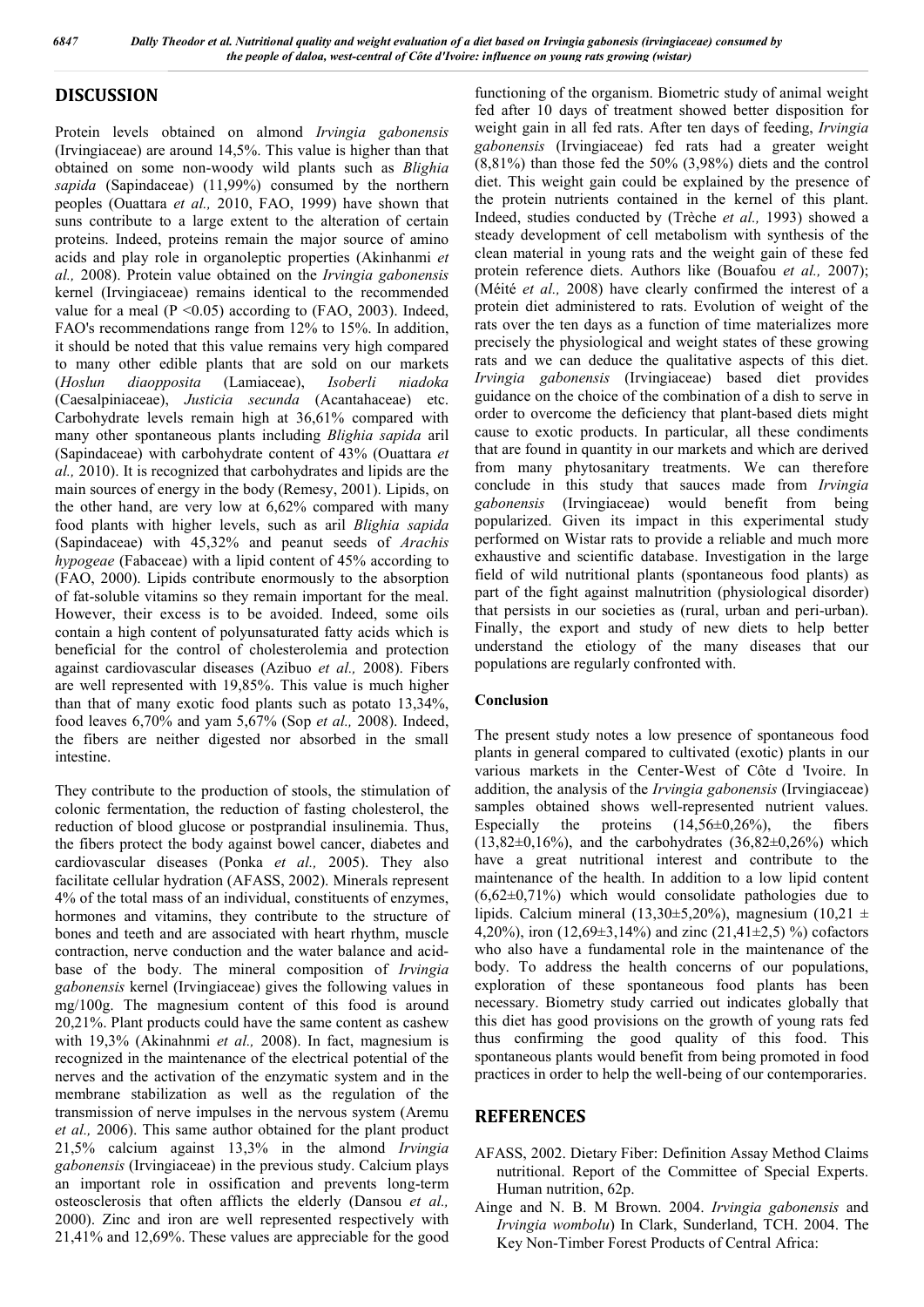## DISCUSSION

Protein levels obtained on almond *Irvingia gabonensis* (Irvingiaceae) are around 14,5%. This value is higher than that obtained on some non-woody wild plants such as *Blighia sapida* (Sapindaceae) (11,99%) consumed by the northern peoples (Ouattara *et al.,* 2010, FAO, 1999) have shown that suns contribute to a large extent to the alteration of certain proteins. Indeed, proteins remain the major source of amino acids and play role in organoleptic properties (Akinhanmi *et al.,* 2008). Protein value obtained on the *Irvingia gabonensis* kernel (Irvingiaceae) remains identical to the recommended value for a meal (P <0.05) according to (FAO, 2003). Indeed, FAO's recommendations range from 12% to 15%. In addition, it should be noted that this value remains very high compared to many other edible plants that are sold on our markets (*Hoslun diaopposita* (Lamiaceae), *Isoberli niadoka* (Caesalpiniaceae), *Justicia secunda* (Acanthahaceae) etc. Carbohydrate levels remain high at 36,61% compared with many other spontaneous plants including *Blighia sapida* aril (Sapindaceae) with carbohydrate content of 43% (Ouattara *et al.,* 2010). It is recognized that carbohydrates and lipids are the main sources of energy in the body (Remesy, 2001). Lipids, on the other hand, are very low at 6,62% compared with many food plants with higher levels, such as aril *Blighia sapida* (Sapindaceae) with 45,32% and peanut seeds of *Arachis hypogeae* (Fabaceae) with a lipid content of 45% according to (FAO, 2000). Lipids contribute enormously to the absorption of fat-soluble vitamins so they remain important for the meal. However, their excess is to be avoided. Indeed, some oils contain a high content of polyunsaturated fatty acids which is beneficial for the control of cholesterolemia and protection against cardiovascular diseases (Azibuo *et al.,* 2008). Fibers are well represented with 19,85%. This value is much higher than that of many exotic food plants such as potato 13,34%, food leaves 6,70% and yam 5,67% (Sop *et al.,* 2008). Indeed, the fibers are neither digested nor absorbed in the small intestine.

They contribute to the production of stools, the stimulation of colonic fermentation, the reduction of fasting cholesterol, the reduction of blood glucose or postprandial insulinemia. Thus, the fibers protect the body against bowel cancer, diabetes and cardiovascular diseases (Ponka *et al.,* 2005). They also facilitate cellular hydration (AFASS, 2002). Minerals represent 4% of the total mass of an individual, constituents of enzymes, hormones and vitamins, they contribute to the structure of bones and teeth and are associated with heart rhythm, muscle contraction, nerve conduction and the water balance and acid-base of the body. The mineral composition of *Irvingia gabonensis* kernel (Irvingiaceae) gives the following values in mg/100g. The magnesium content of this food is around 20,21%. Plant products could have the same content as cashew with 19,3% (Akinahnmi *et al.,* 2008). In fact, magnesium is recognized in the maintenance of the electrical potential of the nerves and the activation of the enzymatic system and in the membrane stabilization as well as the regulation of the transmission of nerve impulses in the nervous system (Aremu *et al.,* 2006). This same author obtained for the plant product 21,5% calcium against 13,3% in the almond *Irvingia gabonensis* (Irvingiaceae) in the previous study. Calcium plays an important role in ossification and prevents long-term osteosclerosis that often afflicts the elderly (Dansou *et al.,* 2000). Zinc and iron are well represented respectively with 21,41% and 12,69%. These values are appreciable for the good functioning of the organism. Biometric study of animal weight fed after 10 days of treatment showed better disposition for weight gain in all fed rats. After ten days of feeding, *Irvingia gabonensis* (Irvingiaceae) fed rats had a greater weight (8,81%) than those fed the 50% (3,98%) diets and the control diet. This weight gain could be explained by the presence of the protein nutrients contained in the kernel of this plant. Indeed, studies conducted by (Trèche *et al.,* 1993) showed a steady development of cell metabolism with synthesis of the clean material in young rats and the weight gain of these fed protein reference diets. Authors like (Bouafou *et al.,* 2007); (Méité *et al.,* 2008) have clearly confirmed the interest of a protein diet administered to rats. Evolution of weight of the rats over the ten days as a function of time materializes more precisely the physiological and weight states of these growing rats and we can deduce the qualitative aspects of this diet. *Irvingia gabonensis* (Irvingiaceae) based diet provides guidance on the choice of the combination of a dish to serve in order to overcome the deficiency that plant-based diets might cause to exotic products. In particular, all these condiments that are found in quantity in our markets and which are derived from many phytosanitary treatments. We can therefore conclude in this study that sauces made from *Irvingia gabonensis* (Irvingiaceae) would benefit from being popularized. Given its impact in this experimental study performed on Wistar rats to provide a reliable and much more exhaustive and scientific database. Investigation in the large field of wild nutritional plants (spontaneous food plants) as part of the fight against malnutrition (physiological disorder) that persists in our societies as (rural, urban and peri-urban). Finally, the export and study of new diets to help better understand the etiology of the many diseases that our populations are regularly confronted with.

### Conclusion

The present study notes a low presence of spontaneous food plants in general compared to cultivated (exotic) plants in our various markets in the Center-West of Côte d 'Ivoire. In addition, the analysis of the *Irvingia gabonensis* (Irvingiaceae) samples obtained shows well-represented nutrient values. Especially the proteins (14,56±0,26%), the fibers (13,82±0,16%), and the carbohydrates (36,82±0,26%) which have a great nutritional interest and contribute to the maintenance of the health. In addition to a low lipid content (6,62±0,71%) which would consolidate pathologies due to lipids. Calcium mineral (13,30±5,20%), magnesium (10,21 ± 4,20%), iron (12,69±3,14%) and zinc (21,41±2,5) %) cofactors who also have a fundamental role in the maintenance of the body. To address the health concerns of our populations, exploration of these spontaneous food plants has been necessary. Biometry study carried out indicates globally that this diet has good provisions on the growth of young rats fed thus confirming the good quality of this food. This spontaneous plants would benefit from being promoted in food practices in order to help the well-being of our contemporaries.

## REFERENCES

AFASS, 2002. Dietary Fiber: Definition Assay Method Claims nutritional. Report of the Committee of Special Experts. Human nutrition, 62p.

Ainge and N. B. M Brown. 2004. *Irvingia gabonensis* and *Irvingia wombolu*) In Clark, Sunderland, TCH. 2004. The Key Non-Timber Forest Products of Central Africa: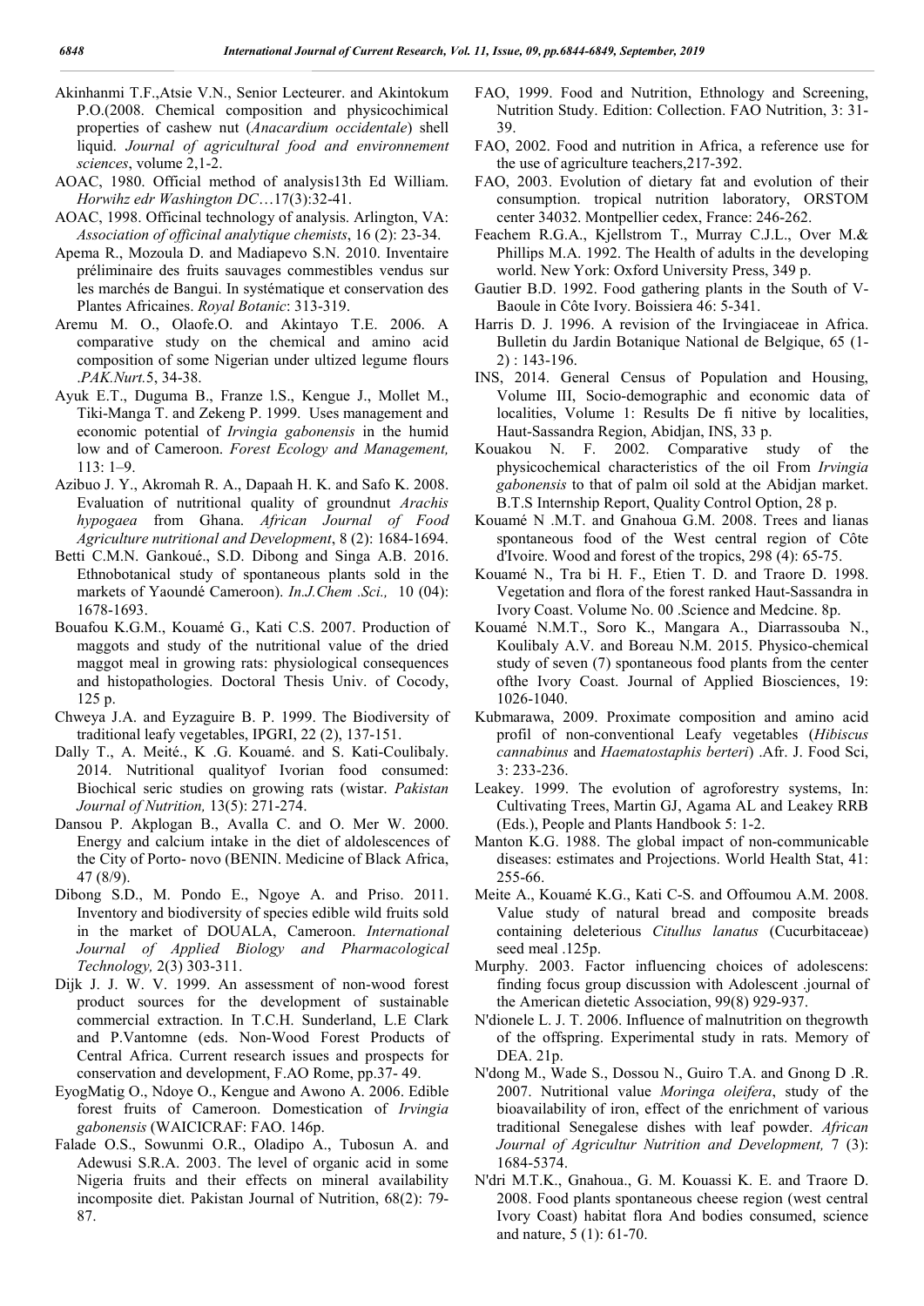Akinhanmi T.F.,Atsie V.N., Senior Lecteurer. and Akintokum P.O.(2008. Chemical composition and physicochimical properties of cashew nut (*Anacardium occidentale*) shell liquid. *Journal of agricultural food and environnement sciences*, volume 2,1-2.

AOAC, 1980. Official method of analysis13th Ed William. *Horwihz edr Washington DC*…17(3):32-41.

AOAC, 1998. Officinal technology of analysis. Arlington, VA: *Association of officinal analytique chemists*, 16 (2): 23-34.

Apema R., Mozoula D. and Madiapevo S.N. 2010. Inventaire préliminaire des fruits sauvages commestibles vendus sur les marchés de Bangui. In systématique et conservation des Plantes Africaines. *Royal Botanic*: 313-319.

Aremu M. O., Olaofe.O. and Akintayo T.E. 2006. A comparative study on the chemical and amino acid composition of some Nigerian under ultized legume flours .*PAK.Nurt.*5, 34-38.

Ayuk E.T., Duguma B., Franze l.S., Kengue J., Mollet M., Tiki-Manga T. and Zekeng P. 1999. Uses management and economic potential of *Irvingia gabonensis* in the humid low and of Cameroon. *Forest Ecology and Management,* 113: 1–9.

Azibuo J. Y., Akromah R. A., Dapaah H. K. and Safo K. 2008. Evaluation of nutritional quality of groundnut *Arachis hypogaea* from Ghana. *African Journal of Food Agriculture nutritional and Development*, 8 (2): 1684-1694.

Betti C.M.N. Gankoué., S.D. Dibong and Singa A.B. 2016. Ethnobotanical study of spontaneous plants sold in the markets of Yaoundé Cameroon). *In.J.Chem .Sci.,* 10 (04): 1678-1693.

Bouafou K.G.M., Kouamé G., Kati C.S. 2007. Production of maggots and study of the nutritional value of the dried maggot meal in growing rats: physiological consequences and histopathologies. Doctoral Thesis Univ. of Cocody, 125 p.

Chweya J.A. and Eyzaguire B. P. 1999. The Biodiversity of traditional leafy vegetables, IPGRI, 22 (2), 137-151.

Dally T., A. Meité., K .G. Kouamé. and S. Kati-Coulibaly. 2014. Nutritional qualityof Ivorian food consumed: Biochical seric studies on growing rats (wistar. *Pakistan Journal of Nutrition,* 13(5): 271-274.

Dansou P. Akplogan B., Avalla C. and O. Mer W. 2000. Energy and calcium intake in the diet of aldolescences of the City of Porto- novo (BENIN. Medicine of Black Africa, 47 (8/9).

Dibong S.D., M. Pondo E., Ngoye A. and Priso. 2011. Inventory and biodiversity of species edible wild fruits sold in the market of DOUALA, Cameroon. *International Journal of Applied Biology and Pharmacological Technology,* 2(3) 303-311.

Dijk J. J. W. V. 1999. An assessment of non-wood forest product sources for the development of sustainable commercial extraction. In T.C.H. Sunderland, L.E Clark and P.Vantomne (eds. Non-Wood Forest Products of Central Africa. Current research issues and prospects for conservation and development, F.AO Rome, pp.37- 49.

EyogMatig O., Ndoye O., Kengue and Awono A. 2006. Edible forest fruits of Cameroon. Domestication of *Irvingia gabonensis* (WAICICRAF: FAO. 146p.

Falade O.S., Sowunmi O.R., Oladipo A., Tubosun A. and Adewusi S.R.A. 2003. The level of organic acid in some Nigeria fruits and their effects on mineral availability incomposite diet. Pakistan Journal of Nutrition, 68(2): 79-87.

FAO, 1999. Food and Nutrition, Ethnology and Screening, Nutrition Study. Edition: Collection. FAO Nutrition, 3: 31-39.

FAO, 2002. Food and nutrition in Africa, a reference use for the use of agriculture teachers,217-392.

FAO, 2003. Evolution of dietary fat and evolution of their consumption. tropical nutrition laboratory, ORSTOM center 34032. Montpellier cedex, France: 246-262.

Feachem R.G.A., Kjellstrom T., Murray C.J.L., Over M.& Phillips M.A. 1992. The Health of adults in the developing world. New York: Oxford University Press, 349 p.

Gautier B.D. 1992. Food gathering plants in the South of V-Baoule in Côte Ivory. Boissiera 46: 5-341.

Harris D. J. 1996. A revision of the Irvingiaceae in Africa. Bulletin du Jardin Botanique National de Belgique, 65 (1-2) : 143-196.

INS, 2014. General Census of Population and Housing, Volume III, Socio-demographic and economic data of localities, Volume 1: Results De fi nitive by localities, Haut-Sassandra Region, Abidjan, INS, 33 p.

Kouakou N. F. 2002. Comparative study of the physicochemical characteristics of the oil From *Irvingia gabonensis* to that of palm oil sold at the Abidjan market. B.T.S Internship Report, Quality Control Option, 28 p.

Kouamé N .M.T. and Gnahoua G.M. 2008. Trees and lianas spontaneous food of the West central region of Côte d'Ivoire. Wood and forest of the tropics, 298 (4): 65-75.

Kouamé N., Tra bi H. F., Etien T. D. and Traore D. 1998. Vegetation and flora of the forest ranked Haut-Sassandra in Ivory Coast. Volume No. 00 .Science and Medcine. 8p.

Kouamé N.M.T., Soro K., Mangara A., Diarrassouba N., Koulibaly A.V. and Boreau N.M. 2015. Physico-chemical study of seven (7) spontaneous food plants from the center ofthe Ivory Coast. Journal of Applied Biosciences, 19: 1026-1040.

Kubmarawa, 2009. Proximate composition and amino acid profil of non-conventional Leafy vegetables (*Hibiscus cannabinus* and *Haematostaphis berteri*) .Afr. J. Food Sci, 3: 233-236.

Leakey. 1999. The evolution of agroforestry systems, In: Cultivating Trees, Martin GJ, Agama AL and Leakey RRB (Eds.), People and Plants Handbook 5: 1-2.

Manton K.G. 1988. The global impact of non-communicable diseases: estimates and Projections. World Health Stat, 41: 255-66.

Meite A., Kouamé K.G., Kati C-S. and Offoumou A.M. 2008. Value study of natural bread and composite breads containing deleterious *Citullus lanatus* (Cucurbitaceae) seed meal .125p.

Murphy. 2003. Factor influencing choices of adolescens: finding focus group discussion with Adolescent .journal of the American dietetic Association, 99(8) 929-937.

N'dionele L. J. T. 2006. Influence of malnutrition on thegrowth of the offspring. Experimental study in rats. Memory of DEA. 21p.

N'dong M., Wade S., Dossou N., Guiro T.A. and Gnong D .R. 2007. Nutritional value *Moringa oleifera*, study of the bioavailability of iron, effect of the enrichment of various traditional Senegalese dishes with leaf powder. *African Journal of Agricultur Nutrition and Development,* 7 (3): 1684-5374.

N'dri M.T.K., Gnahoua., G. M. Kouassi K. E. and Traore D. 2008. Food plants spontaneous cheese region (west central Ivory Coast) habitat flora And bodies consumed, science and nature, 5 (1): 61-70.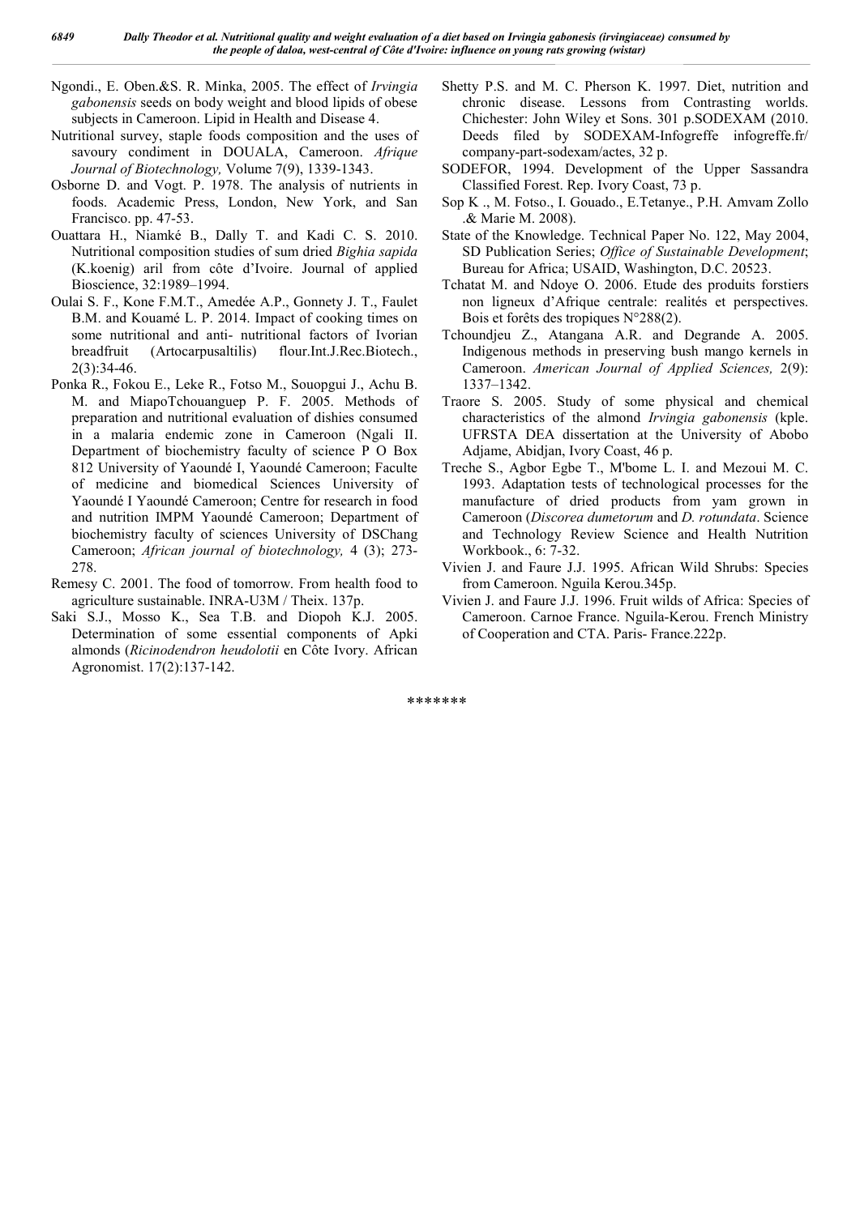Ngondi., E. Oben.&S. R. Minka, 2005. The effect of *Irvingia gabonensis* seeds on body weight and blood lipids of obese subjects in Cameroon. Lipid in Health and Disease 4.

Nutritional survey, staple foods composition and the uses of savoury condiment in DOUALA, Cameroon. *Afrique Journal of Biotechnology,* Volume 7(9), 1339-1343.

Osborne D. and Vogt. P. 1978. The analysis of nutrients in foods. Academic Press, London, New York, and San Francisco. pp. 47-53.

Ouattara H., Niamké B., Dally T. and Kadi C. S. 2010. Nutritional composition studies of sum dried *Bighia sapida* (K.koenig) aril from côte d'Ivoire. Journal of applied Bioscience, 32:1989–1994.

Oulai S. F., Kone F.M.T., Amedée A.P., Gonnety J. T., Faulet B.M. and Kouamé L. P. 2014. Impact of cooking times on some nutritional and anti- nutritional factors of Ivorian breadfruit (Artocarpusaltilis) flour.Int.J.Rec.Biotech., 2(3):34-46.

Ponka R., Fokou E., Leke R., Fotso M., Souopgui J., Achu B. M. and MiapoTchouanguep P. F. 2005. Methods of preparation and nutritional evaluation of dishies consumed in a malaria endemic zone in Cameroon (Ngali II. Department of biochemistry faculty of science P O Box 812 University of Yaoundé I, Yaoundé Cameroon; Faculte of medicine and biomedical Sciences University of Yaoundé I Yaoundé Cameroon; Centre for research in food and nutrition IMPM Yaoundé Cameroon; Department of biochemistry faculty of sciences University of DSChang Cameroon; *African journal of biotechnology,* 4 (3); 273-278.

Remesy C. 2001. The food of tomorrow. From health food to agriculture sustainable. INRA-U3M / Theix. 137p.

Saki S.J., Mosso K., Sea T.B. and Diopoh K.J. 2005. Determination of some essential components of Apki almonds (*Ricinodendron heudolotii* en Côte Ivory. African Agronomist. 17(2):137-142.

Shetty P.S. and M. C. Pherson K. 1997. Diet, nutrition and chronic disease. Lessons from Contrasting worlds. Chichester: John Wiley et Sons. 301 p.SODEXAM (2010. Deeds filed by SODEXAM-Infogreffe infogreffe.fr/ company-part-sodexam/actes, 32 p.

SODEFOR, 1994. Development of the Upper Sassandra Classified Forest. Rep. Ivory Coast, 73 p.

Sop K ., M. Fotso., I. Gouado., E.Tetanye., P.H. Amvam Zollo .& Marie M. 2008).

State of the Knowledge. Technical Paper No. 122, May 2004, SD Publication Series; *Office of Sustainable Development*; Bureau for Africa; USAID, Washington, D.C. 20523.

Tchatat M. and Ndoye O. 2006. Etude des produits forstiers non ligneux d'Afrique centrale: realités et perspectives. Bois et forêts des tropiques N°288(2).

Tchoundjeu Z., Atangana A.R. and Degrande A. 2005. Indigenous methods in preserving bush mango kernels in Cameroon. *American Journal of Applied Sciences,* 2(9): 1337–1342.

Traore S. 2005. Study of some physical and chemical characteristics of the almond *Irvingia gabonensis* (kple. UFRSTA DEA dissertation at the University of Abobo Adjame, Abidjan, Ivory Coast, 46 p.

Treche S., Agbor Egbe T., M'bome L. I. and Mezoui M. C. 1993. Adaptation tests of technological processes for the manufacture of dried products from yam grown in Cameroon (*Discorea dumetorum* and *D. rotundata*. Science and Technology Review Science and Health Nutrition Workbook., 6: 7-32.

Vivien J. and Faure J.J. 1995. African Wild Shrubs: Species from Cameroon. Nguila Kerou.345p.

Vivien J. and Faure J.J. 1996. Fruit wilds of Africa: Species of Cameroon. Carnoe France. Nguila-Kerou. French Ministry of Cooperation and CTA. Paris- France.222p.

\*\*\*\*\*\*\*